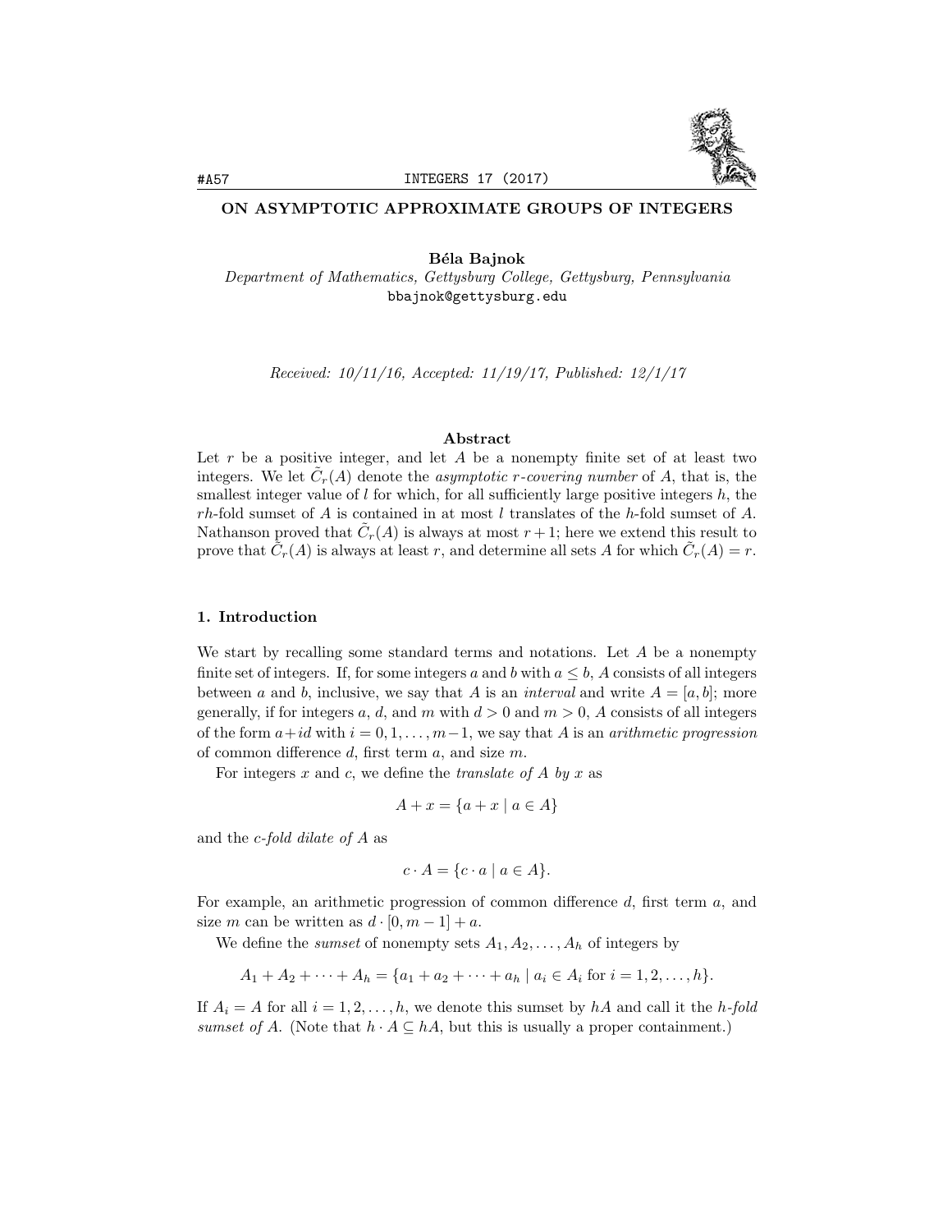# ON ASYMPTOTIC APPROXIMATE GROUPS OF INTEGERS

**Béla Bajnok**
*Department of Mathematics, Gettysburg College, Gettysburg, Pennsylvania*
bbajnok@gettysburg.edu

*Received: 10/11/16, Accepted: 11/19/17, Published: 12/1/17*

### Abstract

Let $r$ be a positive integer, and let $A$ be a nonempty finite set of at least two integers. We let $\tilde{C}_r(A)$ denote the *asymptotic r-covering number* of $A$, that is, the smallest integer value of $l$ for which, for all sufficiently large positive integers $h$, the $rh$-fold sumset of $A$ is contained in at most $l$ translates of the $h$-fold sumset of $A$. Nathanson proved that $\tilde{C}_r(A)$ is always at most $r+1$; here we extend this result to prove that $\tilde{C}_r(A)$ is always at least $r$, and determine all sets $A$ for which $\tilde{C}_r(A) = r$.

## 1. Introduction

We start by recalling some standard terms and notations. Let $A$ be a nonempty finite set of integers. If, for some integers $a$ and $b$ with $a \leq b$, $A$ consists of all integers between $a$ and $b$, inclusive, we say that $A$ is an *interval* and write $A = [a, b]$; more generally, if for integers $a$, $d$, and $m$ with $d > 0$ and $m > 0$, $A$ consists of all integers of the form $a + id$ with $i = 0, 1, \ldots, m-1$, we say that $A$ is an *arithmetic progression* of common difference $d$, first term $a$, and size $m$.

For integers $x$ and $c$, we define the *translate of A by x* as

$$A + x = \{a + x \mid a \in A\}$$

and the *c-fold dilate of A* as

$$c \cdot A = \{c \cdot a \mid a \in A\}.$$

For example, an arithmetic progression of common difference $d$, first term $a$, and size $m$ can be written as $d \cdot [0, m-1] + a$.

We define the *sumset* of nonempty sets $A_1, A_2, \ldots, A_h$ of integers by

$$A_1 + A_2 + \cdots + A_h = \{a_1 + a_2 + \cdots + a_h \mid a_i \in A_i \text{ for } i = 1, 2, \ldots, h\}.$$

If $A_i = A$ for all $i = 1, 2, \ldots, h$, we denote this sumset by $hA$ and call it the *h-fold sumset of A*. (Note that $h \cdot A \subseteq hA$, but this is usually a proper containment.)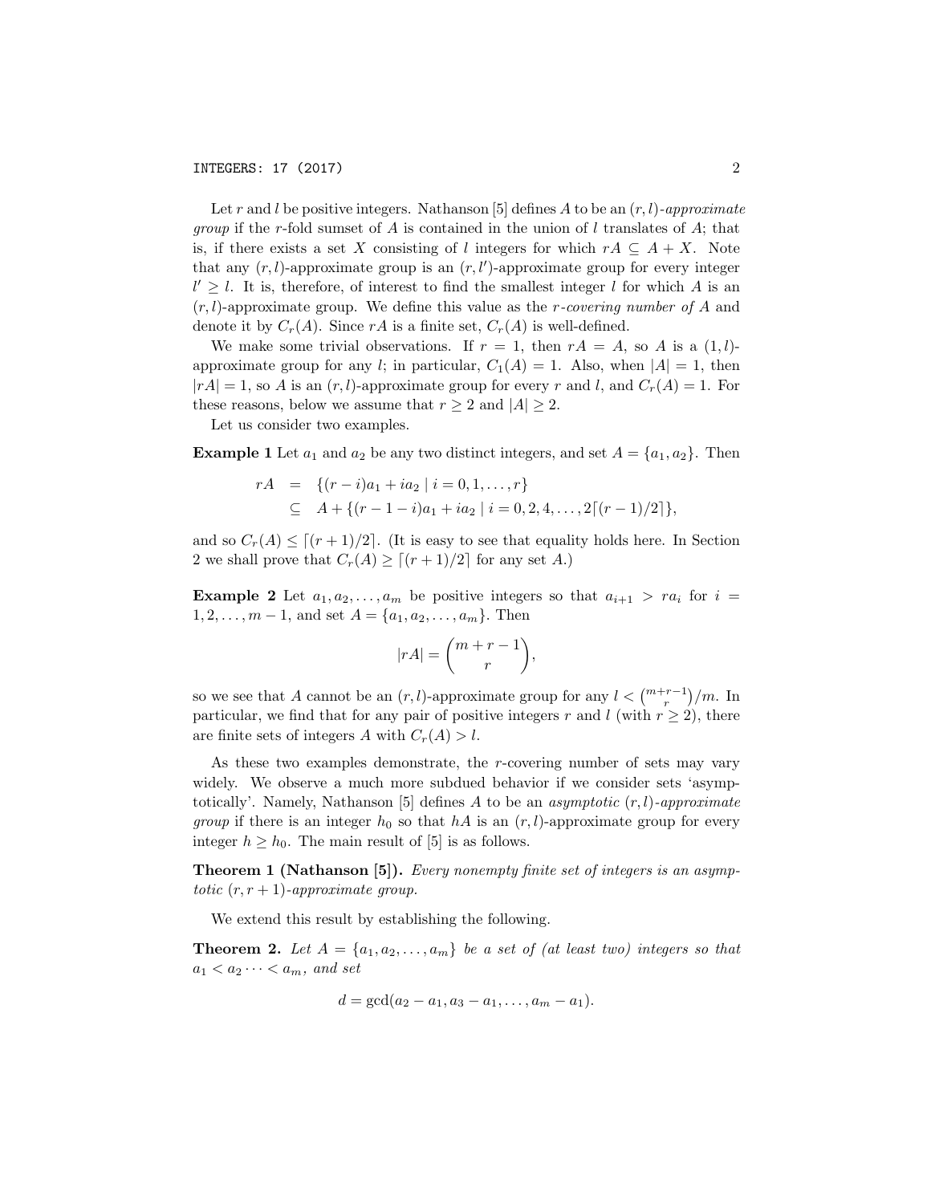Let $r$ and $l$ be positive integers. Nathanson [5] defines $A$ to be an $(r, l)$-*approximate group* if the $r$-fold sumset of $A$ is contained in the union of $l$ translates of $A$; that is, if there exists a set $X$ consisting of $l$ integers for which $rA \subseteq A + X$. Note that any $(r, l)$-approximate group is an $(r, l')$-approximate group for every integer $l' \geq l$. It is, therefore, of interest to find the smallest integer $l$ for which $A$ is an $(r, l)$-approximate group. We define this value as the *$r$-covering number of $A$* and denote it by $C_r(A)$. Since $rA$ is a finite set, $C_r(A)$ is well-defined.

We make some trivial observations. If $r = 1$, then $rA = A$, so $A$ is a $(1, l)$-approximate group for any $l$; in particular, $C_1(A) = 1$. Also, when $|A| = 1$, then $|rA| = 1$, so $A$ is an $(r, l)$-approximate group for every $r$ and $l$, and $C_r(A) = 1$. For these reasons, below we assume that $r \geq 2$ and $|A| \geq 2$.

Let us consider two examples.

**Example 1** Let $a_1$ and $a_2$ be any two distinct integers, and set $A = \{a_1, a_2\}$. Then

$$\begin{aligned} rA &= \{(r-i)a_1 + ia_2 \mid i = 0, 1, \ldots, r\} \\ &\subseteq A + \{(r-1-i)a_1 + ia_2 \mid i = 0, 2, 4, \ldots, 2\lceil (r-1)/2 \rceil\}, \end{aligned}$$

and so $C_r(A) \leq \lceil (r+1)/2 \rceil$. (It is easy to see that equality holds here. In Section 2 we shall prove that $C_r(A) \geq \lceil (r+1)/2 \rceil$ for any set $A$.)

**Example 2** Let $a_1, a_2, \ldots, a_m$ be positive integers so that $a_{i+1} > ra_i$ for $i = 1, 2, \ldots, m-1$, and set $A = \{a_1, a_2, \ldots, a_m\}$. Then

$$|rA| = \binom{m+r-1}{r},$$

so we see that $A$ cannot be an $(r, l)$-approximate group for any $l < \binom{m+r-1}{r}/m$. In particular, we find that for any pair of positive integers $r$ and $l$ (with $r \geq 2$), there are finite sets of integers $A$ with $C_r(A) > l$.

As these two examples demonstrate, the $r$-covering number of sets may vary widely. We observe a much more subdued behavior if we consider sets 'asymptotically'. Namely, Nathanson [5] defines $A$ to be an *asymptotic $(r, l)$-approximate group* if there is an integer $h_0$ so that $hA$ is an $(r, l)$-approximate group for every integer $h \geq h_0$. The main result of [5] is as follows.

**Theorem 1 (Nathanson [5]).** *Every nonempty finite set of integers is an asymptotic $(r, r+1)$-approximate group.*

We extend this result by establishing the following.

**Theorem 2.** *Let $A = \{a_1, a_2, \ldots, a_m\}$ be a set of (at least two) integers so that $a_1 < a_2 \cdots < a_m$, and set*

$$d = \gcd(a_2 - a_1, a_3 - a_1, \ldots, a_m - a_1).$$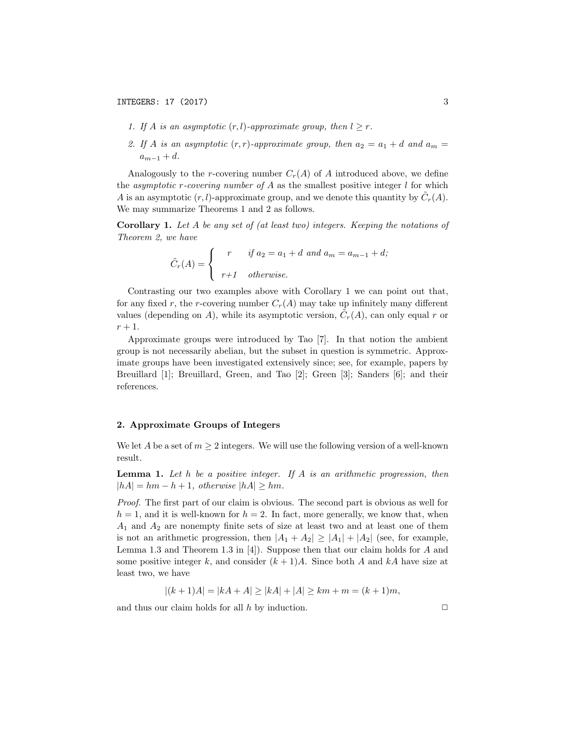1. *If $A$ is an asymptotic $(r, l)$-approximate group, then $l \geq r$.*

2. *If $A$ is an asymptotic $(r, r)$-approximate group, then $a_2 = a_1 + d$ and $a_m = a_{m-1} + d$.*

Analogously to the $r$-covering number $C_r(A)$ of $A$ introduced above, we define the *asymptotic $r$-covering number of $A$* as the smallest positive integer $l$ for which $A$ is an asymptotic $(r, l)$-approximate group, and we denote this quantity by $\tilde{C}_r(A)$. We may summarize Theorems 1 and 2 as follows.

**Corollary 1.** *Let $A$ be any set of (at least two) integers. Keeping the notations of Theorem 2, we have*

$$\tilde{C}_r(A) = \begin{cases} r & \text{if } a_2 = a_1 + d \text{ and } a_m = a_{m-1} + d; \\ r+1 & \text{otherwise.} \end{cases}$$

Contrasting our two examples above with Corollary 1 we can point out that, for any fixed $r$, the $r$-covering number $C_r(A)$ may take up infinitely many different values (depending on $A$), while its asymptotic version, $\tilde{C}_r(A)$, can only equal $r$ or $r + 1$.

Approximate groups were introduced by Tao [7]. In that notion the ambient group is not necessarily abelian, but the subset in question is symmetric. Approximate groups have been investigated extensively since; see, for example, papers by Breuillard [1]; Breuillard, Green, and Tao [2]; Green [3]; Sanders [6]; and their references.

## 2. Approximate Groups of Integers

We let $A$ be a set of $m \geq 2$ integers. We will use the following version of a well-known result.

**Lemma 1.** *Let $h$ be a positive integer. If $A$ is an arithmetic progression, then $|hA| = hm - h + 1$, otherwise $|hA| \geq hm$.*

*Proof.* The first part of our claim is obvious. The second part is obvious as well for $h = 1$, and it is well-known for $h = 2$. In fact, more generally, we know that, when $A_1$ and $A_2$ are nonempty finite sets of size at least two and at least one of them is not an arithmetic progression, then $|A_1 + A_2| \geq |A_1| + |A_2|$ (see, for example, Lemma 1.3 and Theorem 1.3 in [4]). Suppose then that our claim holds for $A$ and some positive integer $k$, and consider $(k + 1)A$. Since both $A$ and $kA$ have size at least two, we have

$$|(k + 1)A| = |kA + A| \geq |kA| + |A| \geq km + m = (k + 1)m,$$

and thus our claim holds for all $h$ by induction. □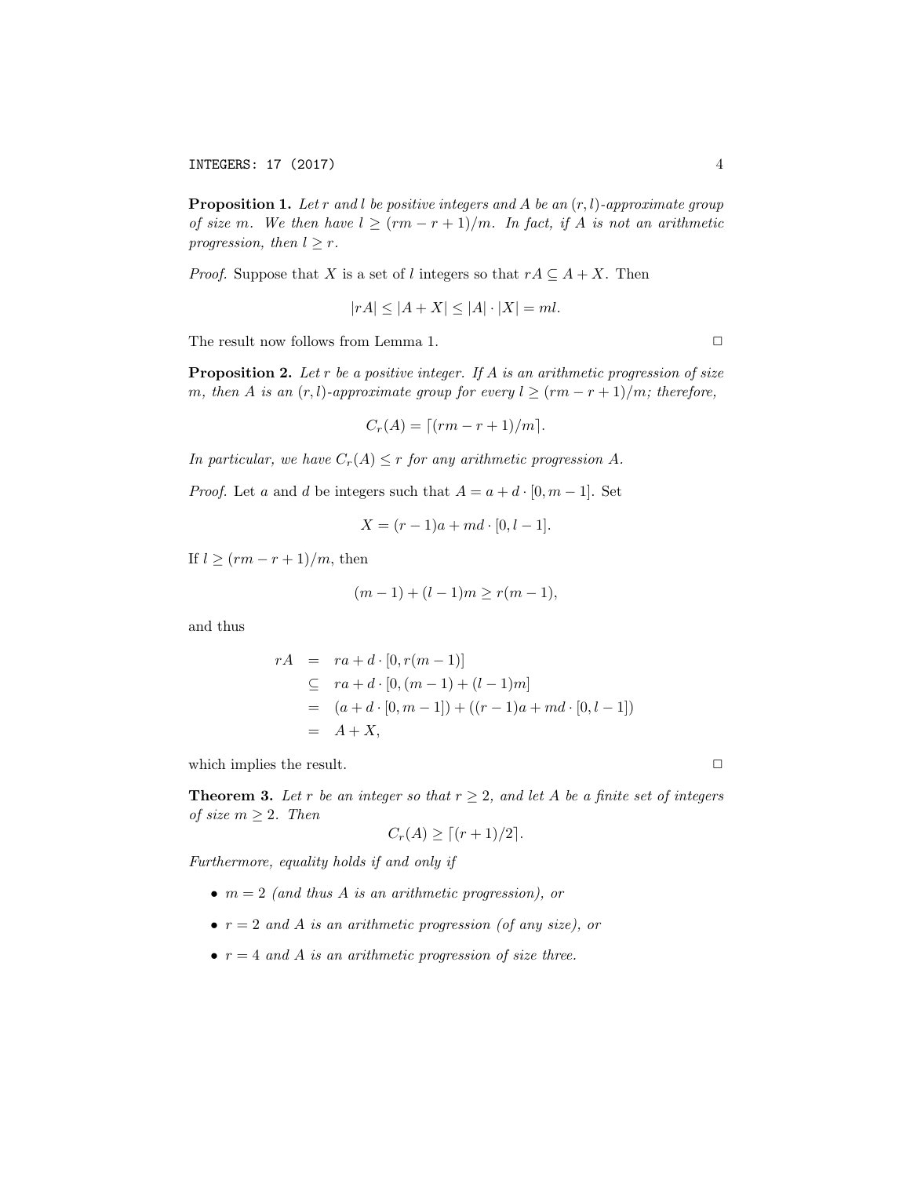**Proposition 1.** *Let $r$ and $l$ be positive integers and $A$ be an $(r, l)$-approximate group of size $m$. We then have $l \geq (rm - r + 1)/m$. In fact, if $A$ is not an arithmetic progression, then $l \geq r$.*

*Proof.* Suppose that $X$ is a set of $l$ integers so that $rA \subseteq A + X$. Then

$$|rA| \leq |A + X| \leq |A| \cdot |X| = ml.$$

The result now follows from Lemma 1. □

**Proposition 2.** *Let $r$ be a positive integer. If $A$ is an arithmetic progression of size $m$, then $A$ is an $(r, l)$-approximate group for every $l \geq (rm - r + 1)/m$; therefore,*

$$C_r(A) = \lceil (rm - r + 1)/m \rceil.$$

*In particular, we have $C_r(A) \leq r$ for any arithmetic progression $A$.*

*Proof.* Let $a$ and $d$ be integers such that $A = a + d \cdot [0, m-1]$. Set

$$X = (r-1)a + md \cdot [0, l-1].$$

If $l \geq (rm - r + 1)/m$, then

$$(m-1) + (l-1)m \geq r(m-1),$$

and thus

$$\begin{aligned}
rA &= ra + d \cdot [0, r(m-1)] \\
&\subseteq ra + d \cdot [0, (m-1) + (l-1)m] \\
&= (a + d \cdot [0, m-1]) + ((r-1)a + md \cdot [0, l-1]) \\
&= A + X,
\end{aligned}$$

which implies the result. □

**Theorem 3.** *Let $r$ be an integer so that $r \geq 2$, and let $A$ be a finite set of integers of size $m \geq 2$. Then*

$$C_r(A) \geq \lceil (r+1)/2 \rceil.$$

*Furthermore, equality holds if and only if*

- *$m = 2$ (and thus $A$ is an arithmetic progression), or*
- *$r = 2$ and $A$ is an arithmetic progression (of any size), or*
- *$r = 4$ and $A$ is an arithmetic progression of size three.*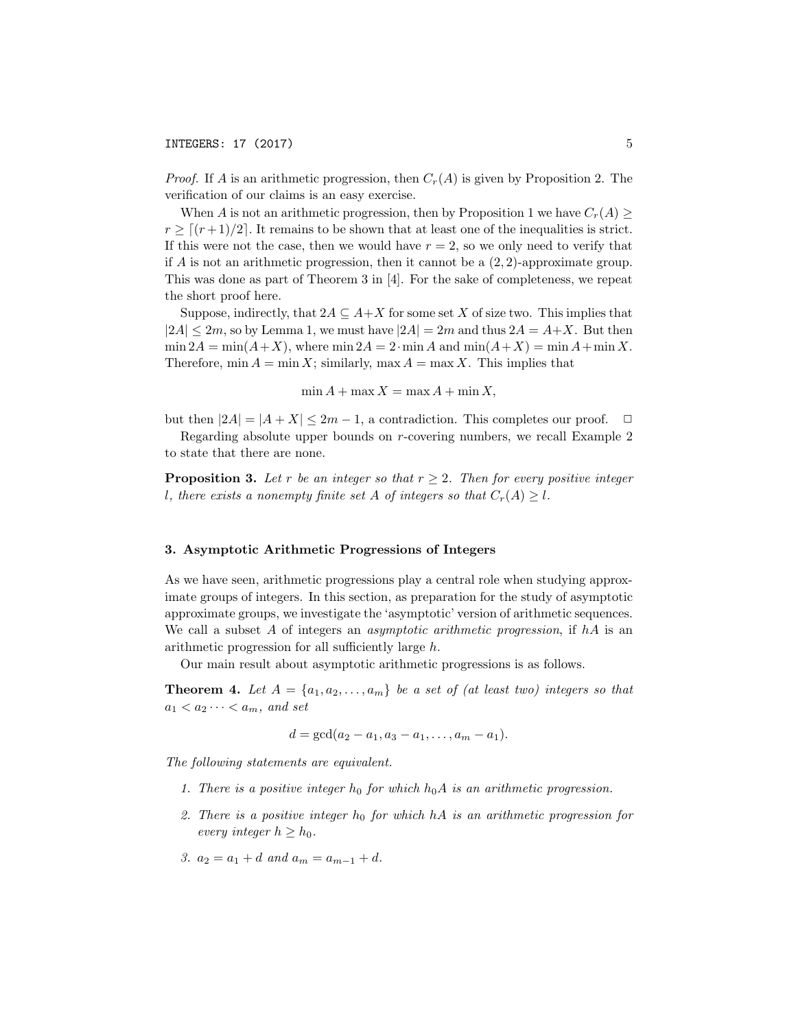*Proof.* If $A$ is an arithmetic progression, then $C_r(A)$ is given by Proposition 2. The verification of our claims is an easy exercise.

When $A$ is not an arithmetic progression, then by Proposition 1 we have $C_r(A) \geq r \geq \lceil (r+1)/2 \rceil$. It remains to be shown that at least one of the inequalities is strict. If this were not the case, then we would have $r = 2$, so we only need to verify that if $A$ is not an arithmetic progression, then it cannot be a $(2, 2)$-approximate group. This was done as part of Theorem 3 in [4]. For the sake of completeness, we repeat the short proof here.

Suppose, indirectly, that $2A \subseteq A + X$ for some set $X$ of size two. This implies that $|2A| \leq 2m$, so by Lemma 1, we must have $|2A| = 2m$ and thus $2A = A + X$. But then $\min 2A = \min(A+X)$, where $\min 2A = 2 \cdot \min A$ and $\min(A+X) = \min A + \min X$. Therefore, $\min A = \min X$; similarly, $\max A = \max X$. This implies that

$$\min A + \max X = \max A + \min X,$$

but then $|2A| = |A + X| \leq 2m - 1$, a contradiction. This completes our proof. $\square$

Regarding absolute upper bounds on $r$-covering numbers, we recall Example 2 to state that there are none.

**Proposition 3.** *Let $r$ be an integer so that $r \geq 2$. Then for every positive integer $l$, there exists a nonempty finite set $A$ of integers so that $C_r(A) \geq l$.*

## 3. Asymptotic Arithmetic Progressions of Integers

As we have seen, arithmetic progressions play a central role when studying approximate groups of integers. In this section, as preparation for the study of asymptotic approximate groups, we investigate the 'asymptotic' version of arithmetic sequences. We call a subset $A$ of integers an *asymptotic arithmetic progression*, if $hA$ is an arithmetic progression for all sufficiently large $h$.

Our main result about asymptotic arithmetic progressions is as follows.

**Theorem 4.** *Let $A = \{a_1, a_2, \ldots, a_m\}$ be a set of (at least two) integers so that $a_1 < a_2 \cdots < a_m$, and set*

$$d = \gcd(a_2 - a_1, a_3 - a_1, \ldots, a_m - a_1).$$

*The following statements are equivalent.*

1. *There is a positive integer $h_0$ for which $h_0 A$ is an arithmetic progression.*

2. *There is a positive integer $h_0$ for which $hA$ is an arithmetic progression for every integer $h \geq h_0$.*

3. *$a_2 = a_1 + d$ and $a_m = a_{m-1} + d$.*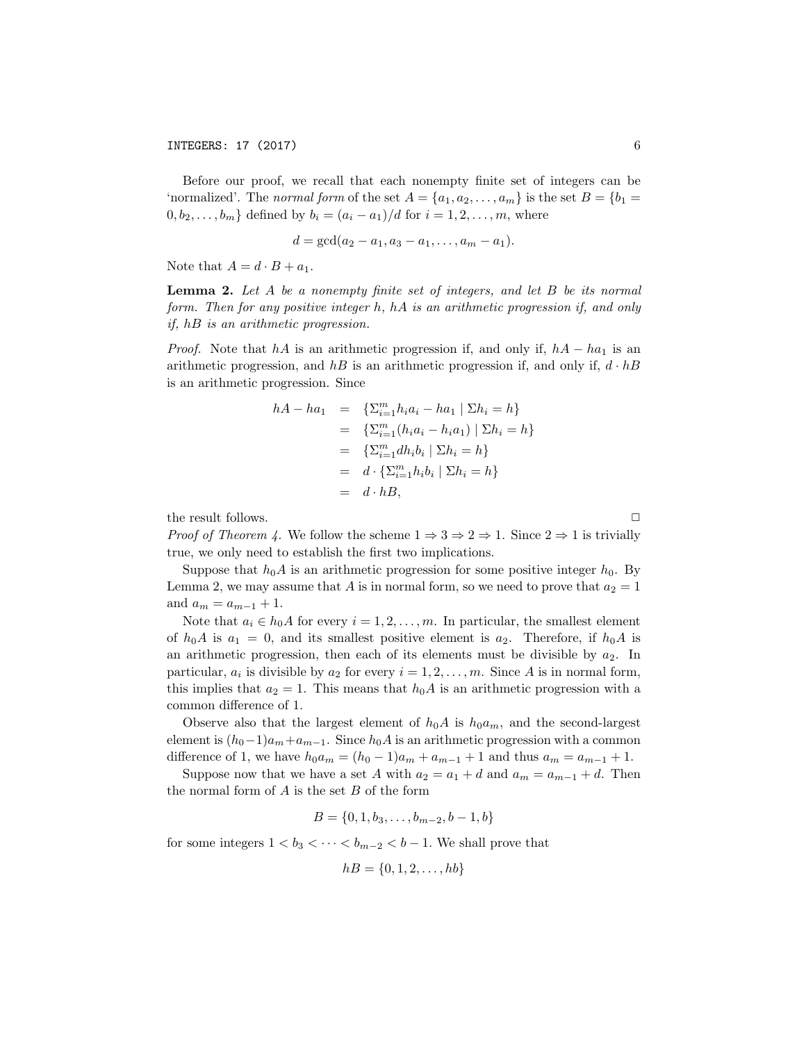Before our proof, we recall that each nonempty finite set of integers can be 'normalized'. The *normal form* of the set $A = \{a_1, a_2, \ldots, a_m\}$ is the set $B = \{b_1 = 0, b_2, \ldots, b_m\}$ defined by $b_i = (a_i - a_1)/d$ for $i = 1, 2, \ldots, m$, where

$$d = \gcd(a_2 - a_1, a_3 - a_1, \ldots, a_m - a_1).$$

Note that $A = d \cdot B + a_1$.

**Lemma 2.** *Let $A$ be a nonempty finite set of integers, and let $B$ be its normal form. Then for any positive integer $h$, $hA$ is an arithmetic progression if, and only if, $hB$ is an arithmetic progression.*

*Proof.* Note that $hA$ is an arithmetic progression if, and only if, $hA - ha_1$ is an arithmetic progression, and $hB$ is an arithmetic progression if, and only if, $d \cdot hB$ is an arithmetic progression. Since

$$\begin{aligned}
hA - ha_1 &= \{\Sigma_{i=1}^m h_i a_i - ha_1 \mid \Sigma h_i = h\} \\
&= \{\Sigma_{i=1}^m (h_i a_i - h_i a_1) \mid \Sigma h_i = h\} \\
&= \{\Sigma_{i=1}^m d h_i b_i \mid \Sigma h_i = h\} \\
&= d \cdot \{\Sigma_{i=1}^m h_i b_i \mid \Sigma h_i = h\} \\
&= d \cdot hB,
\end{aligned}$$

the result follows. □

*Proof of Theorem 4.* We follow the scheme $1 \Rightarrow 3 \Rightarrow 2 \Rightarrow 1$. Since $2 \Rightarrow 1$ is trivially true, we only need to establish the first two implications.

Suppose that $h_0 A$ is an arithmetic progression for some positive integer $h_0$. By Lemma 2, we may assume that $A$ is in normal form, so we need to prove that $a_2 = 1$ and $a_m = a_{m-1} + 1$.

Note that $a_i \in h_0 A$ for every $i = 1, 2, \ldots, m$. In particular, the smallest element of $h_0 A$ is $a_1 = 0$, and its smallest positive element is $a_2$. Therefore, if $h_0 A$ is an arithmetic progression, then each of its elements must be divisible by $a_2$. In particular, $a_i$ is divisible by $a_2$ for every $i = 1, 2, \ldots, m$. Since $A$ is in normal form, this implies that $a_2 = 1$. This means that $h_0 A$ is an arithmetic progression with a common difference of 1.

Observe also that the largest element of $h_0 A$ is $h_0 a_m$, and the second-largest element is $(h_0 - 1)a_m + a_{m-1}$. Since $h_0 A$ is an arithmetic progression with a common difference of 1, we have $h_0 a_m = (h_0 - 1)a_m + a_{m-1} + 1$ and thus $a_m = a_{m-1} + 1$.

Suppose now that we have a set $A$ with $a_2 = a_1 + d$ and $a_m = a_{m-1} + d$. Then the normal form of $A$ is the set $B$ of the form

$$B = \{0, 1, b_3, \ldots, b_{m-2}, b - 1, b\}$$

for some integers $1 < b_3 < \cdots < b_{m-2} < b - 1$. We shall prove that

$$hB = \{0, 1, 2, \ldots, hb\}$$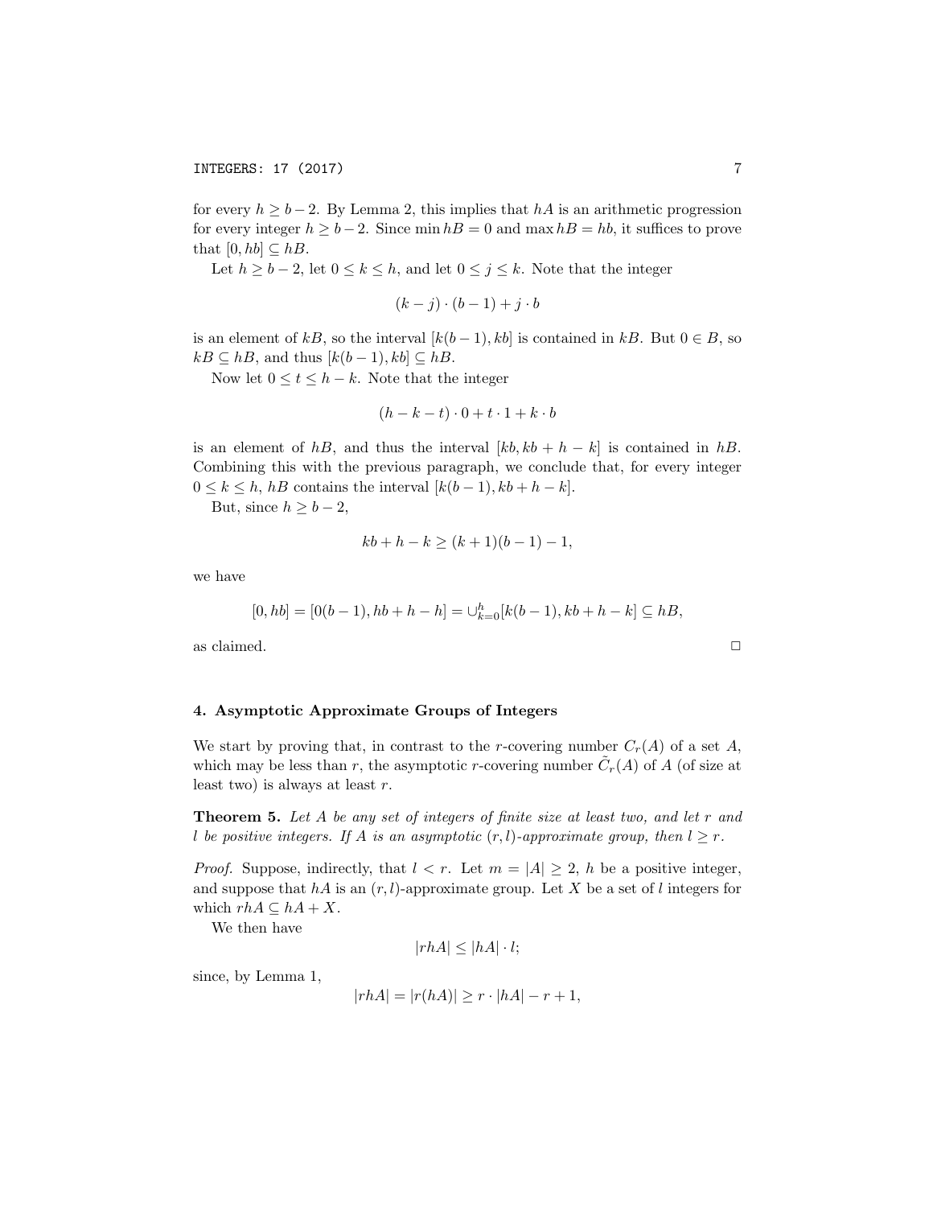for every $h \geq b-2$. By Lemma 2, this implies that $hA$ is an arithmetic progression for every integer $h \geq b-2$. Since $\min hB = 0$ and $\max hB = hb$, it suffices to prove that $[0, hb] \subseteq hB$.

Let $h \geq b-2$, let $0 \leq k \leq h$, and let $0 \leq j \leq k$. Note that the integer

$$(k-j) \cdot (b-1) + j \cdot b$$

is an element of $kB$, so the interval $[k(b-1), kb]$ is contained in $kB$. But $0 \in B$, so $kB \subseteq hB$, and thus $[k(b-1), kb] \subseteq hB$.

Now let $0 \leq t \leq h-k$. Note that the integer

$$(h-k-t) \cdot 0 + t \cdot 1 + k \cdot b$$

is an element of $hB$, and thus the interval $[kb, kb+h-k]$ is contained in $hB$. Combining this with the previous paragraph, we conclude that, for every integer $0 \leq k \leq h$, $hB$ contains the interval $[k(b-1), kb+h-k]$.

But, since $h \geq b-2$,

$$kb + h - k \geq (k+1)(b-1) - 1,$$

we have

$$[0, hb] = [0(b-1), hb+h-h] = \cup_{k=0}^{h} [k(b-1), kb+h-k] \subseteq hB,$$

as claimed. $\square$

## 4. Asymptotic Approximate Groups of Integers

We start by proving that, in contrast to the $r$-covering number $C_r(A)$ of a set $A$, which may be less than $r$, the asymptotic $r$-covering number $\tilde{C}_r(A)$ of $A$ (of size at least two) is always at least $r$.

**Theorem 5.** *Let $A$ be any set of integers of finite size at least two, and let $r$ and $l$ be positive integers. If $A$ is an asymptotic $(r, l)$-approximate group, then $l \geq r$.*

*Proof.* Suppose, indirectly, that $l < r$. Let $m = |A| \geq 2$, $h$ be a positive integer, and suppose that $hA$ is an $(r, l)$-approximate group. Let $X$ be a set of $l$ integers for which $rhA \subseteq hA + X$.

We then have

$$|rhA| \leq |hA| \cdot l;$$

since, by Lemma 1,

$$|rhA| = |r(hA)| \geq r \cdot |hA| - r + 1,$$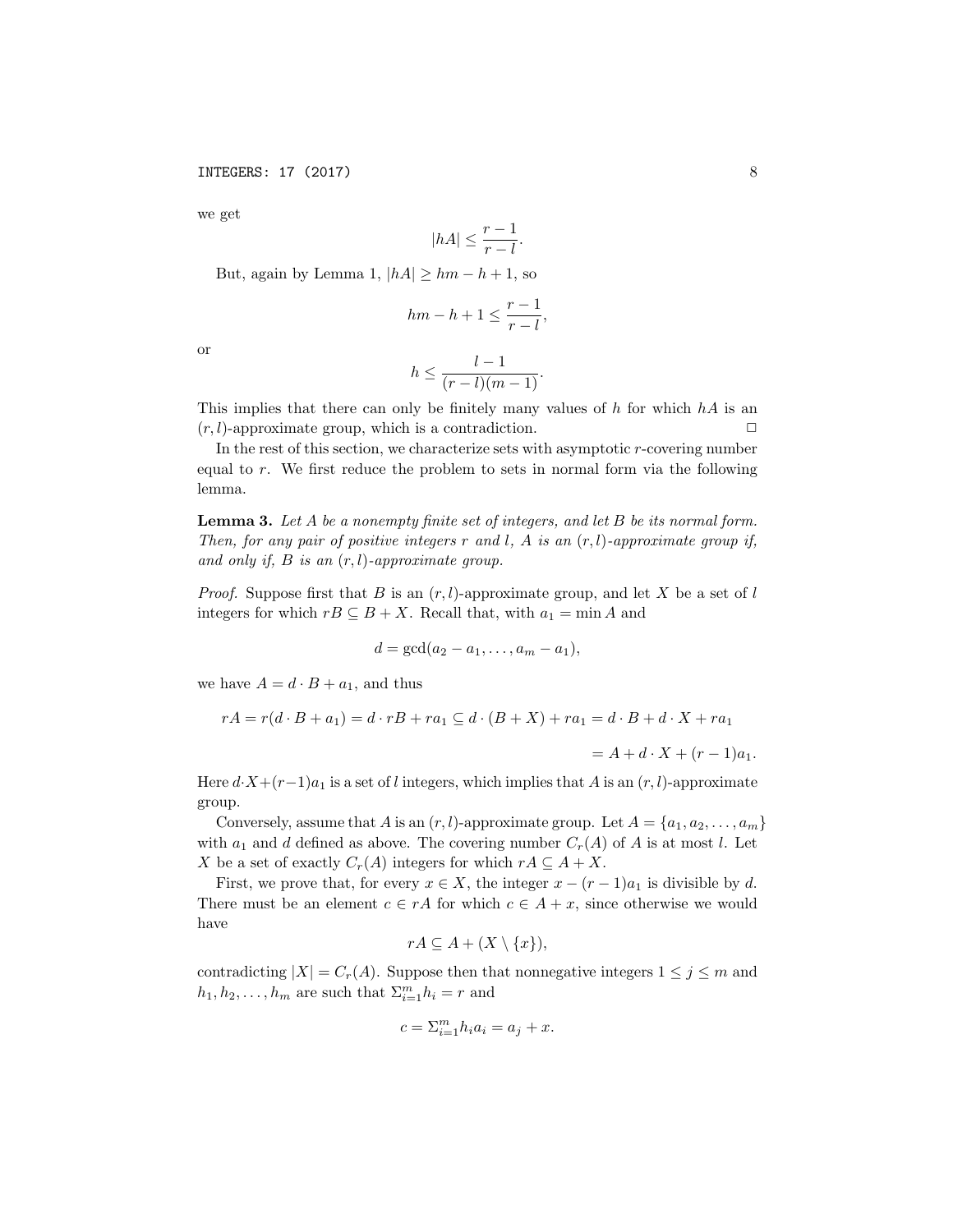we get

$$|hA| \le \frac{r-1}{r-l}.$$

But, again by Lemma 1, $|hA| \ge hm - h + 1$, so

$$hm - h + 1 \le \frac{r-1}{r-l},$$

or

$$h \le \frac{l-1}{(r-l)(m-1)}.$$

This implies that there can only be finitely many values of $h$ for which $hA$ is an $(r,l)$-approximate group, which is a contradiction. $\square$

In the rest of this section, we characterize sets with asymptotic $r$-covering number equal to $r$. We first reduce the problem to sets in normal form via the following lemma.

**Lemma 3.** *Let $A$ be a nonempty finite set of integers, and let $B$ be its normal form. Then, for any pair of positive integers $r$ and $l$, $A$ is an $(r,l)$-approximate group if, and only if, $B$ is an $(r,l)$-approximate group.*

*Proof.* Suppose first that $B$ is an $(r,l)$-approximate group, and let $X$ be a set of $l$ integers for which $rB \subseteq B + X$. Recall that, with $a_1 = \min A$ and

$$d = \gcd(a_2 - a_1, \ldots, a_m - a_1),$$

we have $A = d \cdot B + a_1$, and thus

$$rA = r(d \cdot B + a_1) = d \cdot rB + ra_1 \subseteq d \cdot (B + X) + ra_1 = d \cdot B + d \cdot X + ra_1$$

$$= A + d \cdot X + (r-1)a_1.$$

Here $d \cdot X + (r-1)a_1$ is a set of $l$ integers, which implies that $A$ is an $(r,l)$-approximate group.

Conversely, assume that $A$ is an $(r,l)$-approximate group. Let $A = \{a_1, a_2, \ldots, a_m\}$ with $a_1$ and $d$ defined as above. The covering number $C_r(A)$ of $A$ is at most $l$. Let $X$ be a set of exactly $C_r(A)$ integers for which $rA \subseteq A + X$.

First, we prove that, for every $x \in X$, the integer $x - (r-1)a_1$ is divisible by $d$. There must be an element $c \in rA$ for which $c \in A + x$, since otherwise we would have

$$rA \subseteq A + (X \setminus \{x\}),$$

contradicting $|X| = C_r(A)$. Suppose then that nonnegative integers $1 \le j \le m$ and $h_1, h_2, \ldots, h_m$ are such that $\Sigma_{i=1}^m h_i = r$ and

$$c = \Sigma_{i=1}^m h_i a_i = a_j + x.$$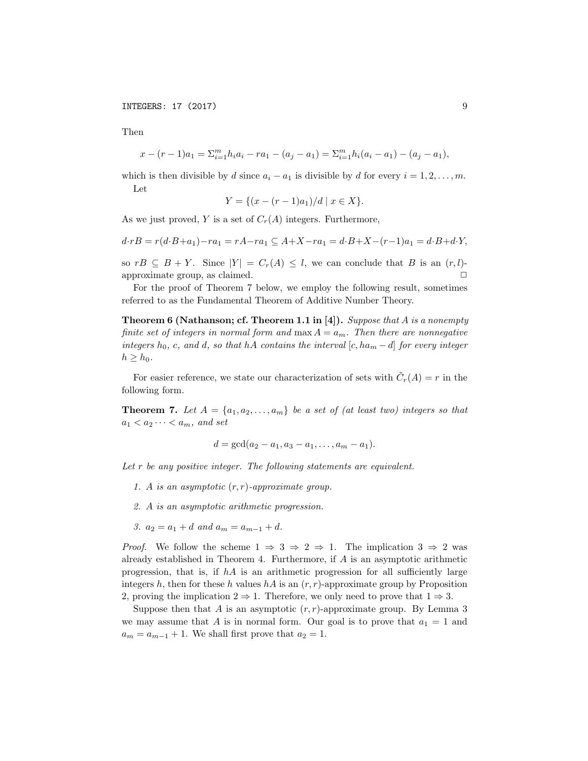Then

$$x - (r-1)a_1 = \Sigma_{i=1}^m h_i a_i - r a_1 - (a_j - a_1) = \Sigma_{i=1}^m h_i(a_i - a_1) - (a_j - a_1),$$

which is then divisible by $d$ since $a_i - a_1$ is divisible by $d$ for every $i = 1, 2, \ldots, m$.

Let

$$Y = \{(x - (r-1)a_1)/d \mid x \in X\}.$$

As we just proved, $Y$ is a set of $C_r(A)$ integers. Furthermore,

$$d \cdot rB = r(d \cdot B + a_1) - ra_1 = rA - ra_1 \subseteq A + X - ra_1 = d \cdot B + X - (r-1)a_1 = d \cdot B + d \cdot Y,$$

so $rB \subseteq B + Y$. Since $|Y| = C_r(A) \leq l$, we can conclude that $B$ is an $(r, l)$-approximate group, as claimed. □

For the proof of Theorem 7 below, we employ the following result, sometimes referred to as the Fundamental Theorem of Additive Number Theory.

**Theorem 6 (Nathanson; cf. Theorem 1.1 in [4]).** *Suppose that $A$ is a nonempty finite set of integers in normal form and $\max A = a_m$. Then there are nonnegative integers $h_0$, $c$, and $d$, so that $hA$ contains the interval $[c, ha_m - d]$ for every integer $h \geq h_0$.*

For easier reference, we state our characterization of sets with $\tilde{C}_r(A) = r$ in the following form.

**Theorem 7.** *Let $A = \{a_1, a_2, \ldots, a_m\}$ be a set of (at least two) integers so that $a_1 < a_2 \cdots < a_m$, and set*

$$d = \gcd(a_2 - a_1, a_3 - a_1, \ldots, a_m - a_1).$$

*Let $r$ be any positive integer. The following statements are equivalent.*

1. *$A$ is an asymptotic $(r, r)$-approximate group.*
2. *$A$ is an asymptotic arithmetic progression.*
3. *$a_2 = a_1 + d$ and $a_m = a_{m-1} + d$.*

*Proof.* We follow the scheme $1 \Rightarrow 3 \Rightarrow 2 \Rightarrow 1$. The implication $3 \Rightarrow 2$ was already established in Theorem 4. Furthermore, if $A$ is an asymptotic arithmetic progression, that is, if $hA$ is an arithmetic progression for all sufficiently large integers $h$, then for these $h$ values $hA$ is an $(r, r)$-approximate group by Proposition 2, proving the implication $2 \Rightarrow 1$. Therefore, we only need to prove that $1 \Rightarrow 3$.

Suppose then that $A$ is an asymptotic $(r, r)$-approximate group. By Lemma 3 we may assume that $A$ is in normal form. Our goal is to prove that $a_1 = 1$ and $a_m = a_{m-1} + 1$. We shall first prove that $a_2 = 1$.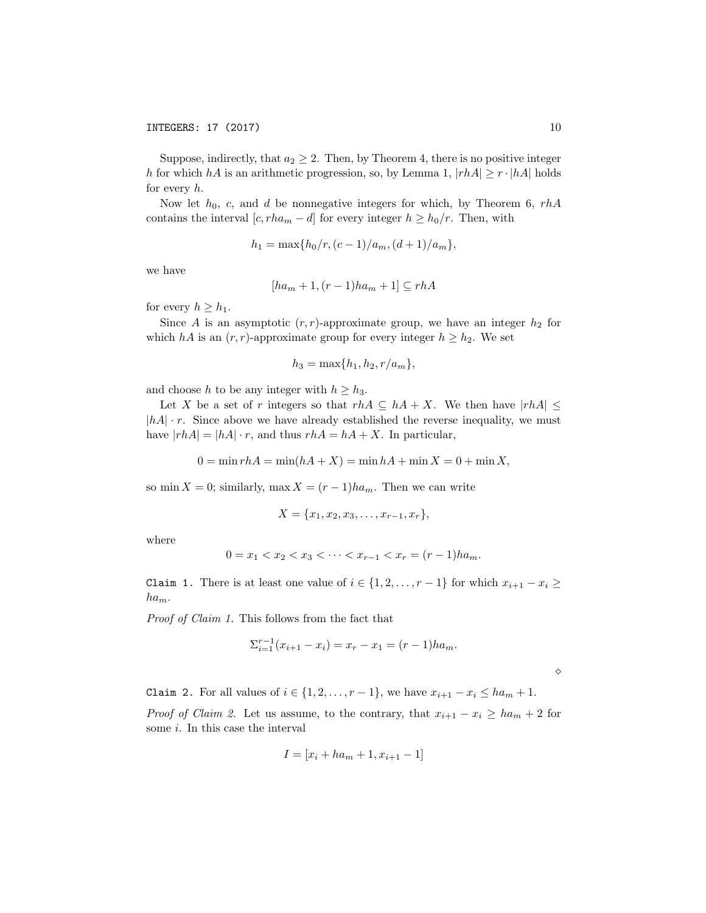Suppose, indirectly, that $a_2 \geq 2$. Then, by Theorem 4, there is no positive integer $h$ for which $hA$ is an arithmetic progression, so, by Lemma 1, $|rhA| \geq r \cdot |hA|$ holds for every $h$.

Now let $h_0$, $c$, and $d$ be nonnegative integers for which, by Theorem 6, $rhA$ contains the interval $[c, rha_m - d]$ for every integer $h \geq h_0/r$. Then, with

$$h_1 = \max\{h_0/r, (c-1)/a_m, (d+1)/a_m\},$$

we have

$$[ha_m + 1, (r-1)ha_m + 1] \subseteq rhA$$

for every $h \geq h_1$.

Since $A$ is an asymptotic $(r,r)$-approximate group, we have an integer $h_2$ for which $hA$ is an $(r,r)$-approximate group for every integer $h \geq h_2$. We set

$$h_3 = \max\{h_1, h_2, r/a_m\},$$

and choose $h$ to be any integer with $h \geq h_3$.

Let $X$ be a set of $r$ integers so that $rhA \subseteq hA + X$. We then have $|rhA| \leq |hA| \cdot r$. Since above we have already established the reverse inequality, we must have $|rhA| = |hA| \cdot r$, and thus $rhA = hA + X$. In particular,

$$0 = \min rhA = \min(hA + X) = \min hA + \min X = 0 + \min X,$$

so $\min X = 0$; similarly, $\max X = (r-1)ha_m$. Then we can write

$$X = \{x_1, x_2, x_3, \ldots, x_{r-1}, x_r\},$$

where

$$0 = x_1 < x_2 < x_3 < \cdots < x_{r-1} < x_r = (r-1)ha_m.$$

`Claim 1.` There is at least one value of $i \in \{1, 2, \ldots, r-1\}$ for which $x_{i+1} - x_i \geq ha_m$.

*Proof of Claim 1.* This follows from the fact that

$$\Sigma_{i=1}^{r-1}(x_{i+1} - x_i) = x_r - x_1 = (r-1)ha_m.$$

$\diamond$

`Claim 2.` For all values of $i \in \{1, 2, \ldots, r-1\}$, we have $x_{i+1} - x_i \leq ha_m + 1$.

*Proof of Claim 2.* Let us assume, to the contrary, that $x_{i+1} - x_i \geq ha_m + 2$ for some $i$. In this case the interval

$$I = [x_i + ha_m + 1, x_{i+1} - 1]$$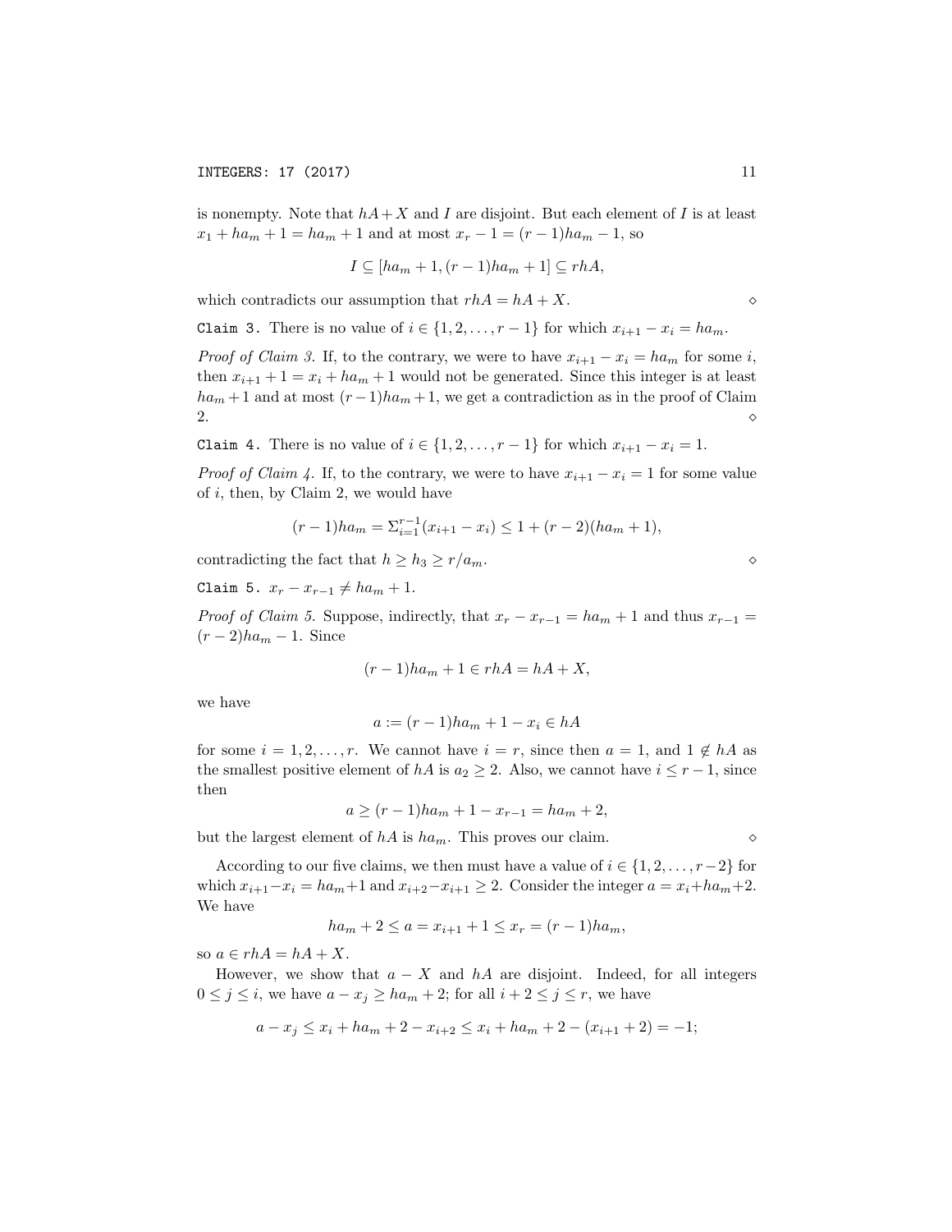is nonempty. Note that $hA+X$ and $I$ are disjoint. But each element of $I$ is at least $x_1 + ha_m + 1 = ha_m + 1$ and at most $x_r - 1 = (r-1)ha_m - 1$, so

$$I \subseteq [ha_m + 1, (r-1)ha_m + 1] \subseteq rhA,$$

which contradicts our assumption that $rhA = hA + X$. ⋄

`Claim 3.` There is no value of $i \in \{1, 2, \ldots, r-1\}$ for which $x_{i+1} - x_i = ha_m$.

*Proof of Claim 3.* If, to the contrary, we were to have $x_{i+1} - x_i = ha_m$ for some $i$, then $x_{i+1} + 1 = x_i + ha_m + 1$ would not be generated. Since this integer is at least $ha_m + 1$ and at most $(r-1)ha_m + 1$, we get a contradiction as in the proof of Claim 2. ⋄

`Claim 4.` There is no value of $i \in \{1, 2, \ldots, r-1\}$ for which $x_{i+1} - x_i = 1$.

*Proof of Claim 4.* If, to the contrary, we were to have $x_{i+1} - x_i = 1$ for some value of $i$, then, by Claim 2, we would have

$$(r-1)ha_m = \Sigma_{i=1}^{r-1}(x_{i+1} - x_i) \leq 1 + (r-2)(ha_m + 1),$$

contradicting the fact that $h \geq h_3 \geq r/a_m$. ⋄

`Claim 5.` $x_r - x_{r-1} \neq ha_m + 1$.

*Proof of Claim 5.* Suppose, indirectly, that $x_r - x_{r-1} = ha_m + 1$ and thus $x_{r-1} = (r-2)ha_m - 1$. Since

$$(r-1)ha_m + 1 \in rhA = hA + X,$$

we have

$$a := (r-1)ha_m + 1 - x_i \in hA$$

for some $i = 1, 2, \ldots, r$. We cannot have $i = r$, since then $a = 1$, and $1 \notin hA$ as the smallest positive element of $hA$ is $a_2 \geq 2$. Also, we cannot have $i \leq r-1$, since then

$$a \geq (r-1)ha_m + 1 - x_{r-1} = ha_m + 2,$$

but the largest element of $hA$ is $ha_m$. This proves our claim. ⋄

According to our five claims, we then must have a value of $i \in \{1, 2, \ldots, r-2\}$ for which $x_{i+1} - x_i = ha_m + 1$ and $x_{i+2} - x_{i+1} \geq 2$. Consider the integer $a = x_i + ha_m + 2$. We have

$$ha_m + 2 \leq a = x_{i+1} + 1 \leq x_r = (r-1)ha_m,$$

so $a \in rhA = hA + X$.

However, we show that $a - X$ and $hA$ are disjoint. Indeed, for all integers $0 \leq j \leq i$, we have $a - x_j \geq ha_m + 2$; for all $i + 2 \leq j \leq r$, we have

$$a - x_j \leq x_i + ha_m + 2 - x_{i+2} \leq x_i + ha_m + 2 - (x_{i+1} + 2) = -1;$$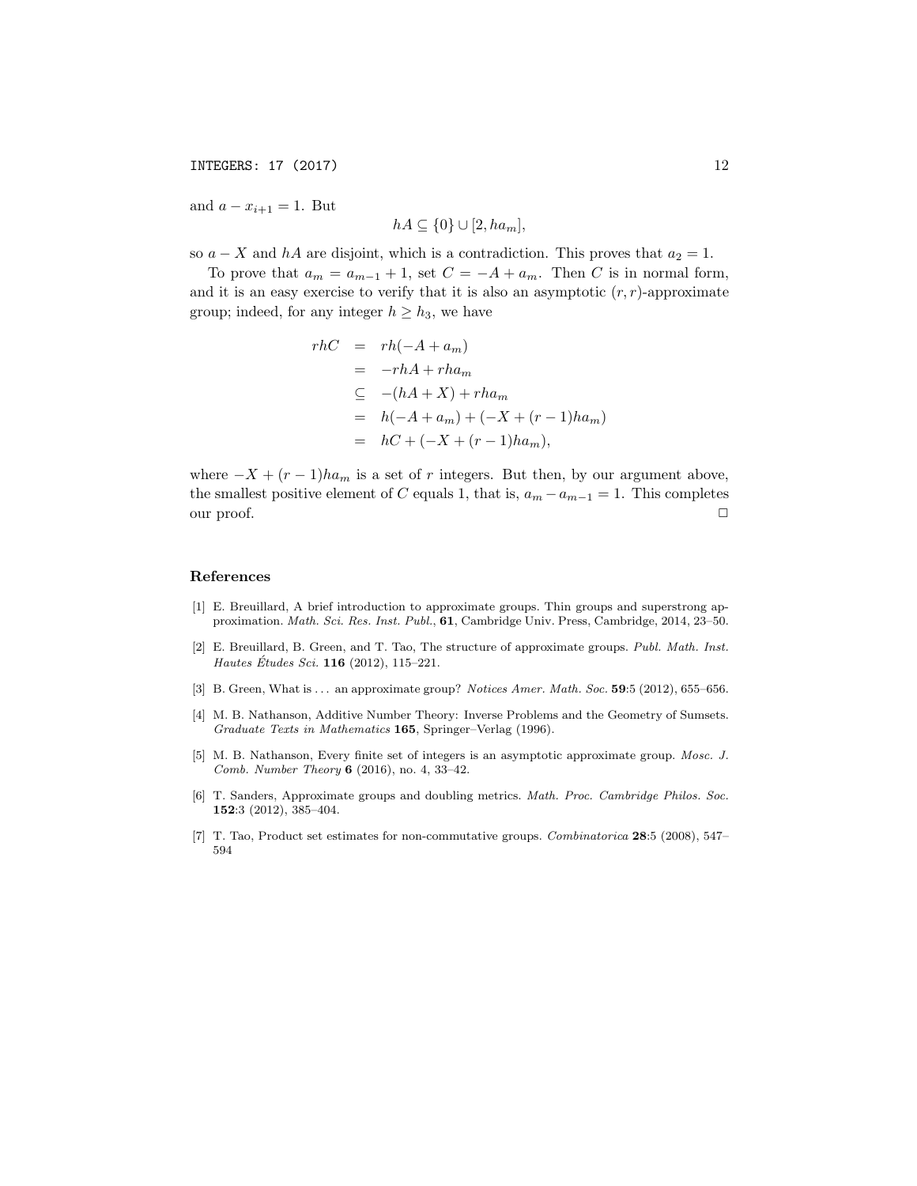and $a - x_{i+1} = 1$. But

$$hA \subseteq \{0\} \cup [2, ha_m],$$

so $a - X$ and $hA$ are disjoint, which is a contradiction. This proves that $a_2 = 1$.

To prove that $a_m = a_{m-1} + 1$, set $C = -A + a_m$. Then $C$ is in normal form, and it is an easy exercise to verify that it is also an asymptotic $(r, r)$-approximate group; indeed, for any integer $h \geq h_3$, we have

$$\begin{aligned}
rhC &= rh(-A + a_m) \\
&= -rhA + rha_m \\
&\subseteq -(hA + X) + rha_m \\
&= h(-A + a_m) + (-X + (r-1)ha_m) \\
&= hC + (-X + (r-1)ha_m),
\end{aligned}$$

where $-X + (r-1)ha_m$ is a set of $r$ integers. But then, by our argument above, the smallest positive element of $C$ equals 1, that is, $a_m - a_{m-1} = 1$. This completes our proof. □

## References

[1] E. Breuillard, A brief introduction to approximate groups. Thin groups and superstrong approximation. *Math. Sci. Res. Inst. Publ.*, **61**, Cambridge Univ. Press, Cambridge, 2014, 23–50.

[2] E. Breuillard, B. Green, and T. Tao, The structure of approximate groups. *Publ. Math. Inst. Hautes Études Sci.* **116** (2012), 115–221.

[3] B. Green, What is ... an approximate group? *Notices Amer. Math. Soc.* **59**:5 (2012), 655–656.

[4] M. B. Nathanson, Additive Number Theory: Inverse Problems and the Geometry of Sumsets. *Graduate Texts in Mathematics* **165**, Springer–Verlag (1996).

[5] M. B. Nathanson, Every finite set of integers is an asymptotic approximate group. *Mosc. J. Comb. Number Theory* **6** (2016), no. 4, 33–42.

[6] T. Sanders, Approximate groups and doubling metrics. *Math. Proc. Cambridge Philos. Soc.* **152**:3 (2012), 385–404.

[7] T. Tao, Product set estimates for non-commutative groups. *Combinatorica* **28**:5 (2008), 547–594